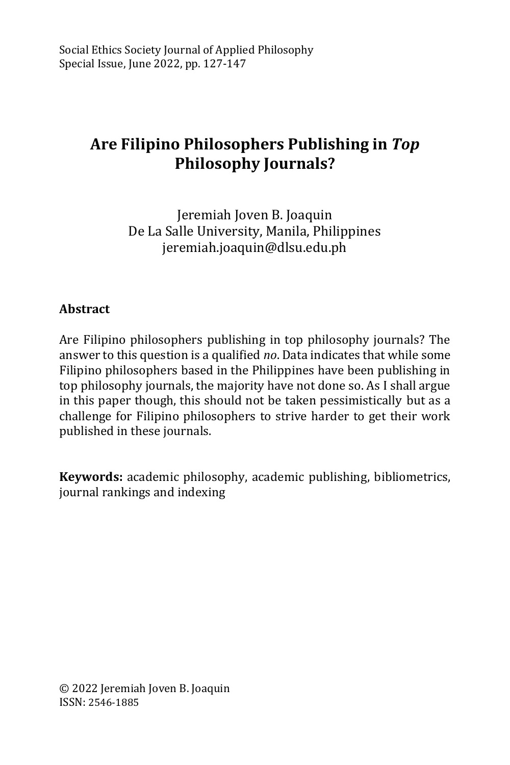# Are Filipino Philosophers Publishing in *Top* Philosophy Journals?

Jeremiah Joven B. Joaquin
De La Salle University, Manila, Philippines
jeremiah.joaquin@dlsu.edu.ph

## Abstract

Are Filipino philosophers publishing in top philosophy journals? The answer to this question is a qualified *no*. Data indicates that while some Filipino philosophers based in the Philippines have been publishing in top philosophy journals, the majority have not done so. As I shall argue in this paper though, this should not be taken pessimistically but as a challenge for Filipino philosophers to strive harder to get their work published in these journals.

**Keywords:** academic philosophy, academic publishing, bibliometrics, journal rankings and indexing

© 2022 Jeremiah Joven B. Joaquin
ISSN: 2546-1885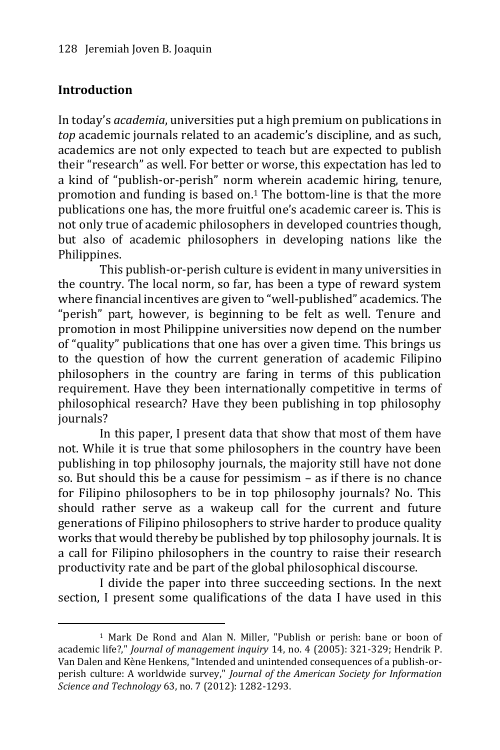## Introduction

In today's *academia*, universities put a high premium on publications in *top* academic journals related to an academic's discipline, and as such, academics are not only expected to teach but are expected to publish their "research" as well. For better or worse, this expectation has led to a kind of "publish-or-perish" norm wherein academic hiring, tenure, promotion and funding is based on.[1] The bottom-line is that the more publications one has, the more fruitful one's academic career is. This is not only true of academic philosophers in developed countries though, but also of academic philosophers in developing nations like the Philippines.

This publish-or-perish culture is evident in many universities in the country. The local norm, so far, has been a type of reward system where financial incentives are given to "well-published" academics. The "perish" part, however, is beginning to be felt as well. Tenure and promotion in most Philippine universities now depend on the number of "quality" publications that one has over a given time. This brings us to the question of how the current generation of academic Filipino philosophers in the country are faring in terms of this publication requirement. Have they been internationally competitive in terms of philosophical research? Have they been publishing in top philosophy journals?

In this paper, I present data that show that most of them have not. While it is true that some philosophers in the country have been publishing in top philosophy journals, the majority still have not done so. But should this be a cause for pessimism – as if there is no chance for Filipino philosophers to be in top philosophy journals? No. This should rather serve as a wakeup call for the current and future generations of Filipino philosophers to strive harder to produce quality works that would thereby be published by top philosophy journals. It is a call for Filipino philosophers in the country to raise their research productivity rate and be part of the global philosophical discourse.

I divide the paper into three succeeding sections. In the next section, I present some qualifications of the data I have used in this

---

[1] Mark De Rond and Alan N. Miller, "Publish or perish: bane or boon of academic life?," *Journal of management inquiry* 14, no. 4 (2005): 321-329; Hendrik P. Van Dalen and Kène Henkens, "Intended and unintended consequences of a publish-or-perish culture: A worldwide survey," *Journal of the American Society for Information Science and Technology* 63, no. 7 (2012): 1282-1293.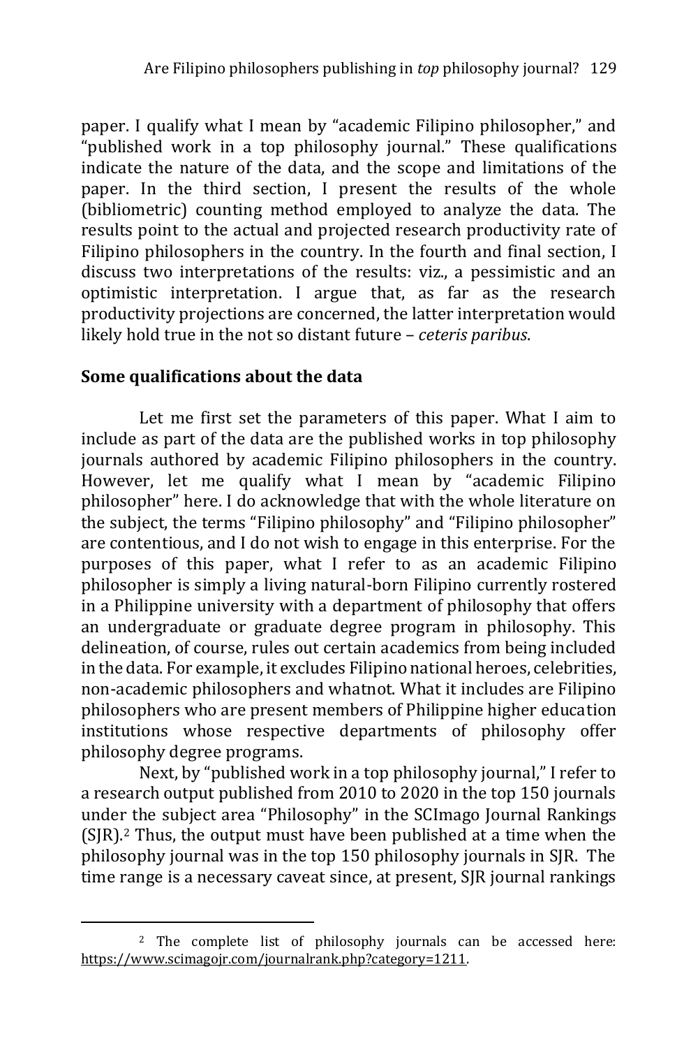paper. I qualify what I mean by "academic Filipino philosopher," and "published work in a top philosophy journal." These qualifications indicate the nature of the data, and the scope and limitations of the paper. In the third section, I present the results of the whole (bibliometric) counting method employed to analyze the data. The results point to the actual and projected research productivity rate of Filipino philosophers in the country. In the fourth and final section, I discuss two interpretations of the results: viz., a pessimistic and an optimistic interpretation. I argue that, as far as the research productivity projections are concerned, the latter interpretation would likely hold true in the not so distant future – *ceteris paribus*.

## Some qualifications about the data

Let me first set the parameters of this paper. What I aim to include as part of the data are the published works in top philosophy journals authored by academic Filipino philosophers in the country. However, let me qualify what I mean by "academic Filipino philosopher" here. I do acknowledge that with the whole literature on the subject, the terms "Filipino philosophy" and "Filipino philosopher" are contentious, and I do not wish to engage in this enterprise. For the purposes of this paper, what I refer to as an academic Filipino philosopher is simply a living natural-born Filipino currently rostered in a Philippine university with a department of philosophy that offers an undergraduate or graduate degree program in philosophy. This delineation, of course, rules out certain academics from being included in the data. For example, it excludes Filipino national heroes, celebrities, non-academic philosophers and whatnot. What it includes are Filipino philosophers who are present members of Philippine higher education institutions whose respective departments of philosophy offer philosophy degree programs.

Next, by "published work in a top philosophy journal," I refer to a research output published from 2010 to 2020 in the top 150 journals under the subject area "Philosophy" in the SCImago Journal Rankings (SJR).[2] Thus, the output must have been published at a time when the philosophy journal was in the top 150 philosophy journals in SJR. The time range is a necessary caveat since, at present, SJR journal rankings

[2] The complete list of philosophy journals can be accessed here: https://www.scimagojr.com/journalrank.php?category=1211.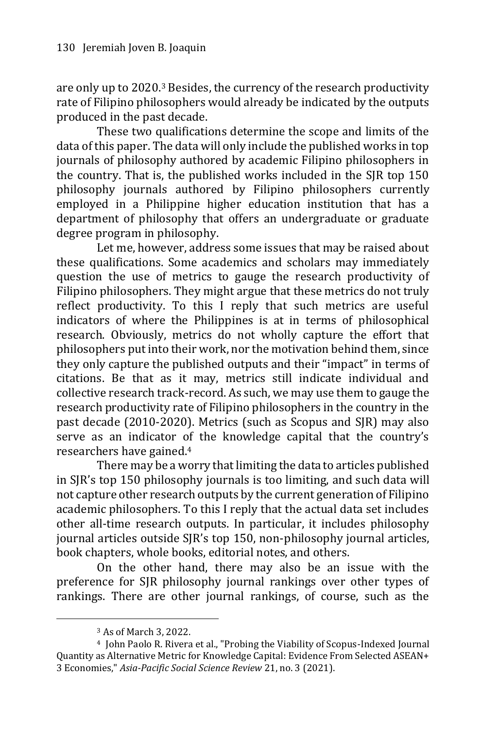are only up to 2020.[3] Besides, the currency of the research productivity rate of Filipino philosophers would already be indicated by the outputs produced in the past decade.

These two qualifications determine the scope and limits of the data of this paper. The data will only include the published works in top journals of philosophy authored by academic Filipino philosophers in the country. That is, the published works included in the SJR top 150 philosophy journals authored by Filipino philosophers currently employed in a Philippine higher education institution that has a department of philosophy that offers an undergraduate or graduate degree program in philosophy.

Let me, however, address some issues that may be raised about these qualifications. Some academics and scholars may immediately question the use of metrics to gauge the research productivity of Filipino philosophers. They might argue that these metrics do not truly reflect productivity. To this I reply that such metrics are useful indicators of where the Philippines is at in terms of philosophical research. Obviously, metrics do not wholly capture the effort that philosophers put into their work, nor the motivation behind them, since they only capture the published outputs and their "impact" in terms of citations. Be that as it may, metrics still indicate individual and collective research track-record. As such, we may use them to gauge the research productivity rate of Filipino philosophers in the country in the past decade (2010-2020). Metrics (such as Scopus and SJR) may also serve as an indicator of the knowledge capital that the country's researchers have gained.[4]

There may be a worry that limiting the data to articles published in SJR's top 150 philosophy journals is too limiting, and such data will not capture other research outputs by the current generation of Filipino academic philosophers. To this I reply that the actual data set includes other all-time research outputs. In particular, it includes philosophy journal articles outside SJR's top 150, non-philosophy journal articles, book chapters, whole books, editorial notes, and others.

On the other hand, there may also be an issue with the preference for SJR philosophy journal rankings over other types of rankings. There are other journal rankings, of course, such as the

---

[3] As of March 3, 2022.

[4] John Paolo R. Rivera et al., "Probing the Viability of Scopus-Indexed Journal Quantity as Alternative Metric for Knowledge Capital: Evidence From Selected ASEAN+ 3 Economies," *Asia-Pacific Social Science Review* 21, no. 3 (2021).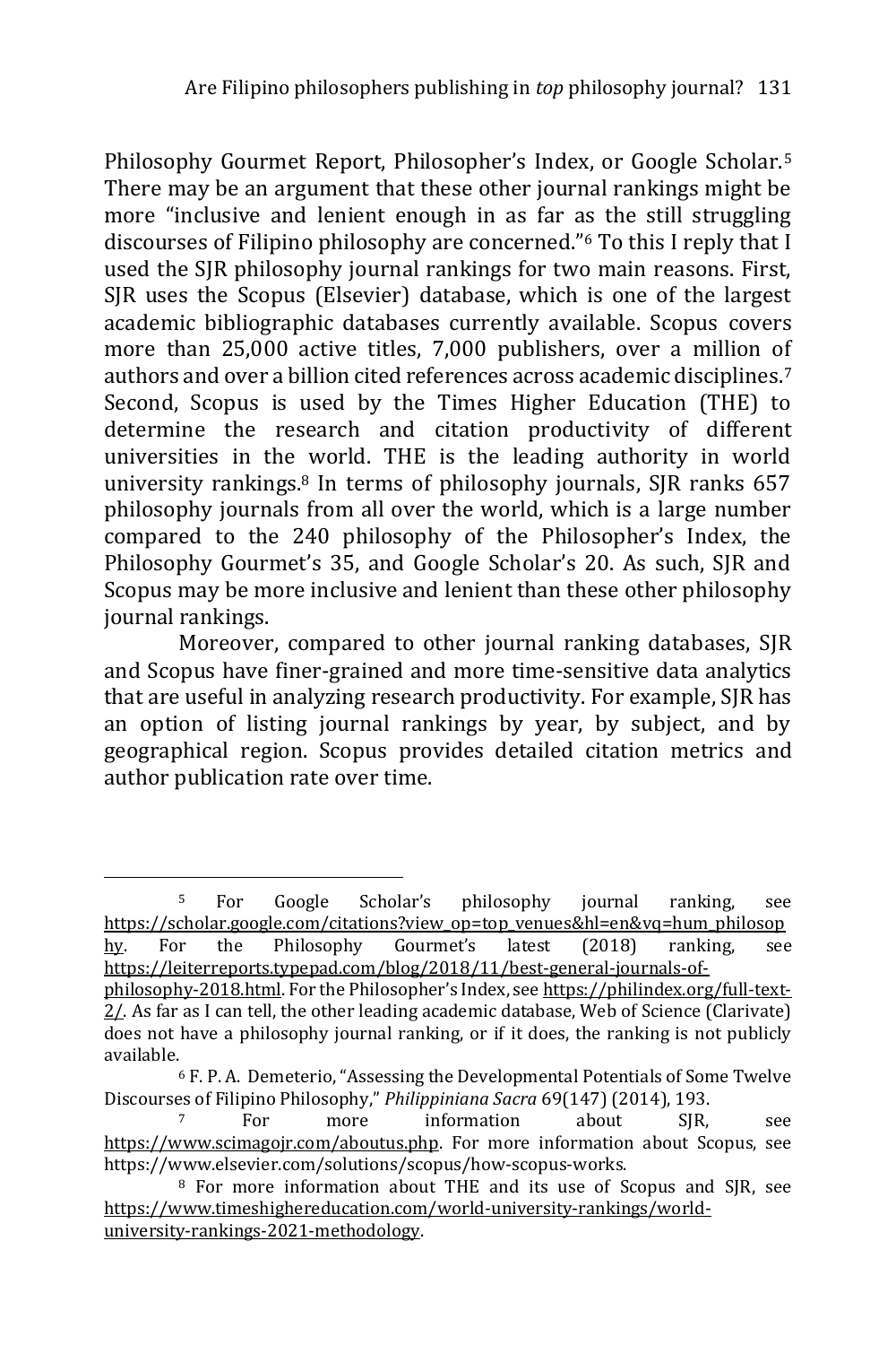Philosophy Gourmet Report, Philosopher's Index, or Google Scholar.[5] There may be an argument that these other journal rankings might be more "inclusive and lenient enough in as far as the still struggling discourses of Filipino philosophy are concerned."[6] To this I reply that I used the SJR philosophy journal rankings for two main reasons. First, SJR uses the Scopus (Elsevier) database, which is one of the largest academic bibliographic databases currently available. Scopus covers more than 25,000 active titles, 7,000 publishers, over a million of authors and over a billion cited references across academic disciplines.[7] Second, Scopus is used by the Times Higher Education (THE) to determine the research and citation productivity of different universities in the world. THE is the leading authority in world university rankings.[8] In terms of philosophy journals, SJR ranks 657 philosophy journals from all over the world, which is a large number compared to the 240 philosophy of the Philosopher's Index, the Philosophy Gourmet's 35, and Google Scholar's 20. As such, SJR and Scopus may be more inclusive and lenient than these other philosophy journal rankings.

Moreover, compared to other journal ranking databases, SJR and Scopus have finer-grained and more time-sensitive data analytics that are useful in analyzing research productivity. For example, SJR has an option of listing journal rankings by year, by subject, and by geographical region. Scopus provides detailed citation metrics and author publication rate over time.

---

[5] For Google Scholar's philosophy journal ranking, see https://scholar.google.com/citations?view_op=top_venues&hl=en&vq=hum_philosophy. For the Philosophy Gourmet's latest (2018) ranking, see https://leiterreports.typepad.com/blog/2018/11/best-general-journals-of-philosophy-2018.html. For the Philosopher's Index, see https://philindex.org/full-text-2/. As far as I can tell, the other leading academic database, Web of Science (Clarivate) does not have a philosophy journal ranking, or if it does, the ranking is not publicly available.

[6] F. P. A. Demeterio, "Assessing the Developmental Potentials of Some Twelve Discourses of Filipino Philosophy," *Philippiniana Sacra* 69(147) (2014), 193.

[7] For more information about SJR, see https://www.scimagojr.com/aboutus.php. For more information about Scopus, see https://www.elsevier.com/solutions/scopus/how-scopus-works.

[8] For more information about THE and its use of Scopus and SJR, see https://www.timeshighereducation.com/world-university-rankings/world-university-rankings-2021-methodology.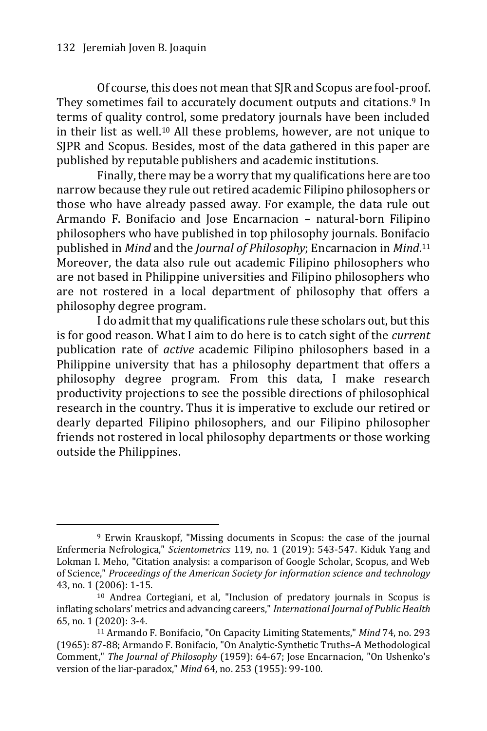Of course, this does not mean that SJR and Scopus are fool-proof. They sometimes fail to accurately document outputs and citations.[9] In terms of quality control, some predatory journals have been included in their list as well.[10] All these problems, however, are not unique to SJPR and Scopus. Besides, most of the data gathered in this paper are published by reputable publishers and academic institutions.

Finally, there may be a worry that my qualifications here are too narrow because they rule out retired academic Filipino philosophers or those who have already passed away. For example, the data rule out Armando F. Bonifacio and Jose Encarnacion – natural-born Filipino philosophers who have published in top philosophy journals. Bonifacio published in *Mind* and the *Journal of Philosophy*; Encarnacion in *Mind*.[11] Moreover, the data also rule out academic Filipino philosophers who are not based in Philippine universities and Filipino philosophers who are not rostered in a local department of philosophy that offers a philosophy degree program.

I do admit that my qualifications rule these scholars out, but this is for good reason. What I aim to do here is to catch sight of the *current* publication rate of *active* academic Filipino philosophers based in a Philippine university that has a philosophy department that offers a philosophy degree program. From this data, I make research productivity projections to see the possible directions of philosophical research in the country. Thus it is imperative to exclude our retired or dearly departed Filipino philosophers, and our Filipino philosopher friends not rostered in local philosophy departments or those working outside the Philippines.

---

[9] Erwin Krauskopf, "Missing documents in Scopus: the case of the journal Enfermeria Nefrologica," *Scientometrics* 119, no. 1 (2019): 543-547. Kiduk Yang and Lokman I. Meho, "Citation analysis: a comparison of Google Scholar, Scopus, and Web of Science," *Proceedings of the American Society for information science and technology* 43, no. 1 (2006): 1-15.

[10] Andrea Cortegiani, et al, "Inclusion of predatory journals in Scopus is inflating scholars' metrics and advancing careers," *International Journal of Public Health* 65, no. 1 (2020): 3-4.

[11] Armando F. Bonifacio, "On Capacity Limiting Statements," *Mind* 74, no. 293 (1965): 87-88; Armando F. Bonifacio, "On Analytic-Synthetic Truths–A Methodological Comment," *The Journal of Philosophy* (1959): 64-67; Jose Encarnacion, "On Ushenko's version of the liar-paradox," *Mind* 64, no. 253 (1955): 99-100.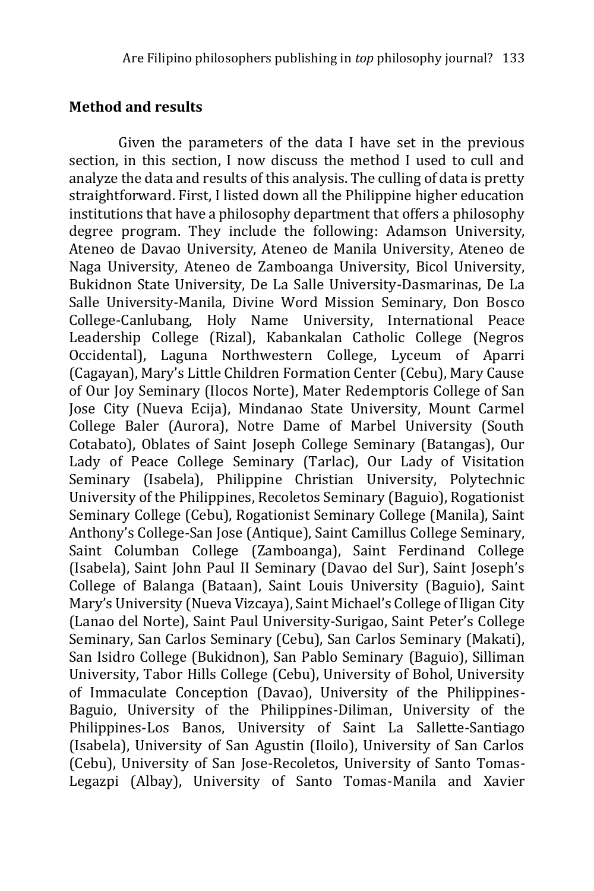## Method and results

Given the parameters of the data I have set in the previous section, in this section, I now discuss the method I used to cull and analyze the data and results of this analysis. The culling of data is pretty straightforward. First, I listed down all the Philippine higher education institutions that have a philosophy department that offers a philosophy degree program. They include the following: Adamson University, Ateneo de Davao University, Ateneo de Manila University, Ateneo de Naga University, Ateneo de Zamboanga University, Bicol University, Bukidnon State University, De La Salle University-Dasmarinas, De La Salle University-Manila, Divine Word Mission Seminary, Don Bosco College-Canlubang, Holy Name University, International Peace Leadership College (Rizal), Kabankalan Catholic College (Negros Occidental), Laguna Northwestern College, Lyceum of Aparri (Cagayan), Mary's Little Children Formation Center (Cebu), Mary Cause of Our Joy Seminary (Ilocos Norte), Mater Redemptoris College of San Jose City (Nueva Ecija), Mindanao State University, Mount Carmel College Baler (Aurora), Notre Dame of Marbel University (South Cotabato), Oblates of Saint Joseph College Seminary (Batangas), Our Lady of Peace College Seminary (Tarlac), Our Lady of Visitation Seminary (Isabela), Philippine Christian University, Polytechnic University of the Philippines, Recoletos Seminary (Baguio), Rogationist Seminary College (Cebu), Rogationist Seminary College (Manila), Saint Anthony's College-San Jose (Antique), Saint Camillus College Seminary, Saint Columban College (Zamboanga), Saint Ferdinand College (Isabela), Saint John Paul II Seminary (Davao del Sur), Saint Joseph's College of Balanga (Bataan), Saint Louis University (Baguio), Saint Mary's University (Nueva Vizcaya), Saint Michael's College of Iligan City (Lanao del Norte), Saint Paul University-Surigao, Saint Peter's College Seminary, San Carlos Seminary (Cebu), San Carlos Seminary (Makati), San Isidro College (Bukidnon), San Pablo Seminary (Baguio), Silliman University, Tabor Hills College (Cebu), University of Bohol, University of Immaculate Conception (Davao), University of the Philippines-Baguio, University of the Philippines-Diliman, University of the Philippines-Los Banos, University of Saint La Sallette-Santiago (Isabela), University of San Agustin (Iloilo), University of San Carlos (Cebu), University of San Jose-Recoletos, University of Santo Tomas-Legazpi (Albay), University of Santo Tomas-Manila and Xavier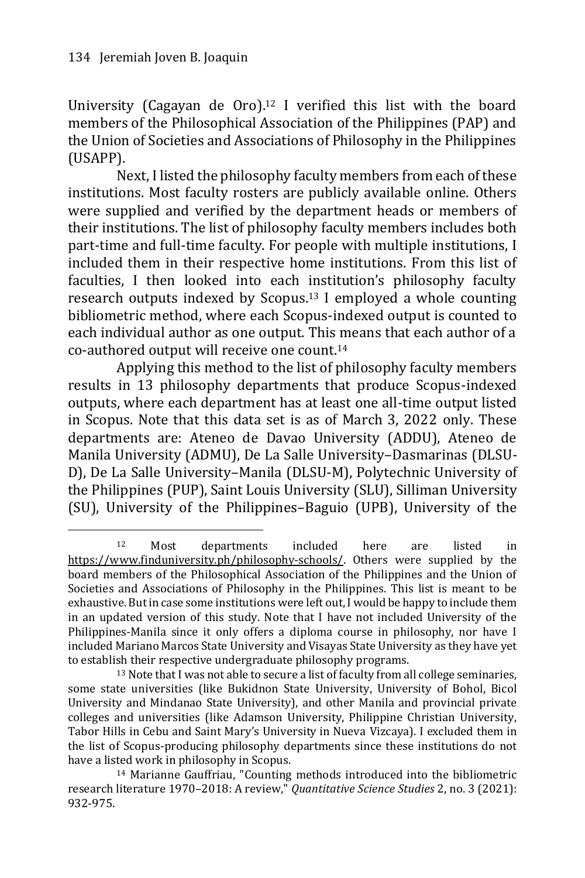University (Cagayan de Oro).[12] I verified this list with the board members of the Philosophical Association of the Philippines (PAP) and the Union of Societies and Associations of Philosophy in the Philippines (USAPP).

Next, I listed the philosophy faculty members from each of these institutions. Most faculty rosters are publicly available online. Others were supplied and verified by the department heads or members of their institutions. The list of philosophy faculty members includes both part-time and full-time faculty. For people with multiple institutions, I included them in their respective home institutions. From this list of faculties, I then looked into each institution's philosophy faculty research outputs indexed by Scopus.[13] I employed a whole counting bibliometric method, where each Scopus-indexed output is counted to each individual author as one output. This means that each author of a co-authored output will receive one count.[14]

Applying this method to the list of philosophy faculty members results in 13 philosophy departments that produce Scopus-indexed outputs, where each department has at least one all-time output listed in Scopus. Note that this data set is as of March 3, 2022 only. These departments are: Ateneo de Davao University (ADDU), Ateneo de Manila University (ADMU), De La Salle University–Dasmarinas (DLSU-D), De La Salle University–Manila (DLSU-M), Polytechnic University of the Philippines (PUP), Saint Louis University (SLU), Silliman University (SU), University of the Philippines–Baguio (UPB), University of the

---

[12] Most departments included here are listed in https://www.finduniversity.ph/philosophy-schools/. Others were supplied by the board members of the Philosophical Association of the Philippines and the Union of Societies and Associations of Philosophy in the Philippines. This list is meant to be exhaustive. But in case some institutions were left out, I would be happy to include them in an updated version of this study. Note that I have not included University of the Philippines-Manila since it only offers a diploma course in philosophy, nor have I included Mariano Marcos State University and Visayas State University as they have yet to establish their respective undergraduate philosophy programs.

[13] Note that I was not able to secure a list of faculty from all college seminaries, some state universities (like Bukidnon State University, University of Bohol, Bicol University and Mindanao State University), and other Manila and provincial private colleges and universities (like Adamson University, Philippine Christian University, Tabor Hills in Cebu and Saint Mary's University in Nueva Vizcaya). I excluded them in the list of Scopus-producing philosophy departments since these institutions do not have a listed work in philosophy in Scopus.

[14] Marianne Gauffriau, "Counting methods introduced into the bibliometric research literature 1970–2018: A review," *Quantitative Science Studies* 2, no. 3 (2021): 932-975.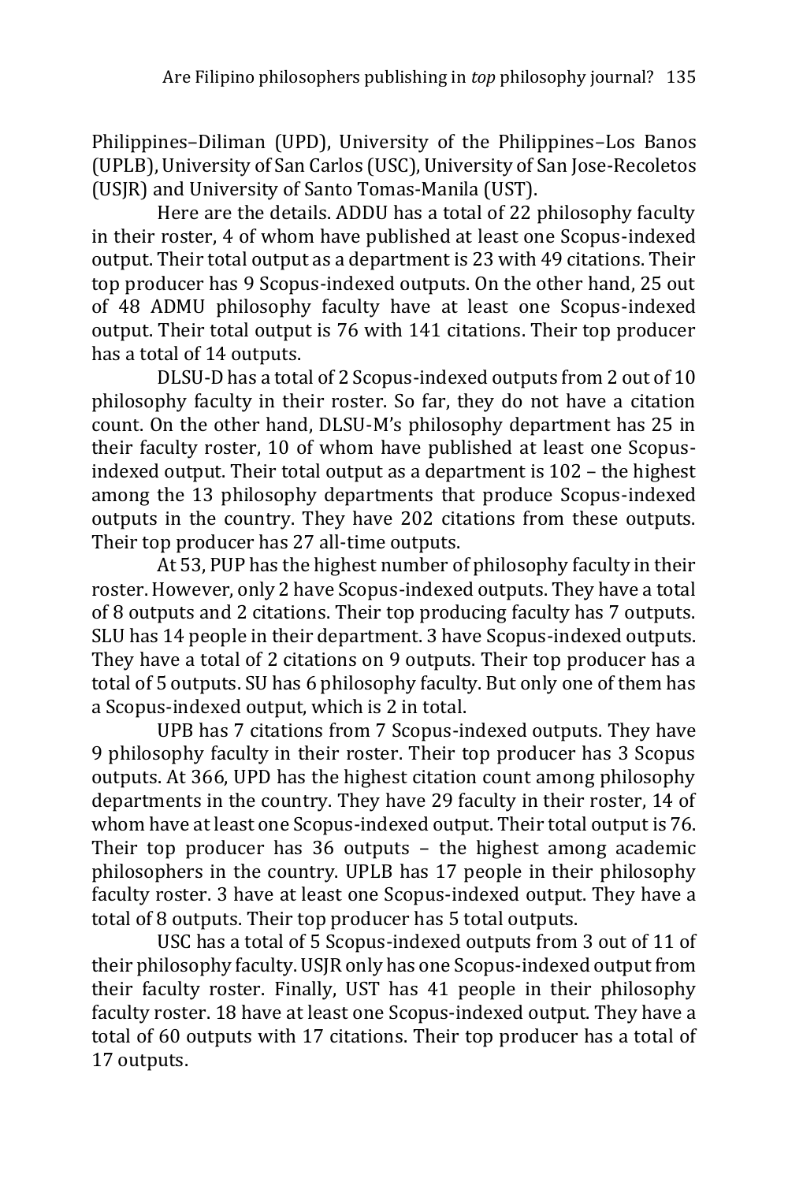Philippines–Diliman (UPD), University of the Philippines–Los Banos (UPLB), University of San Carlos (USC), University of San Jose-Recoletos (USJR) and University of Santo Tomas-Manila (UST).

Here are the details. ADDU has a total of 22 philosophy faculty in their roster, 4 of whom have published at least one Scopus-indexed output. Their total output as a department is 23 with 49 citations. Their top producer has 9 Scopus-indexed outputs. On the other hand, 25 out of 48 ADMU philosophy faculty have at least one Scopus-indexed output. Their total output is 76 with 141 citations. Their top producer has a total of 14 outputs.

DLSU-D has a total of 2 Scopus-indexed outputs from 2 out of 10 philosophy faculty in their roster. So far, they do not have a citation count. On the other hand, DLSU-M's philosophy department has 25 in their faculty roster, 10 of whom have published at least one Scopus-indexed output. Their total output as a department is 102 – the highest among the 13 philosophy departments that produce Scopus-indexed outputs in the country. They have 202 citations from these outputs. Their top producer has 27 all-time outputs.

At 53, PUP has the highest number of philosophy faculty in their roster. However, only 2 have Scopus-indexed outputs. They have a total of 8 outputs and 2 citations. Their top producing faculty has 7 outputs. SLU has 14 people in their department. 3 have Scopus-indexed outputs. They have a total of 2 citations on 9 outputs. Their top producer has a total of 5 outputs. SU has 6 philosophy faculty. But only one of them has a Scopus-indexed output, which is 2 in total.

UPB has 7 citations from 7 Scopus-indexed outputs. They have 9 philosophy faculty in their roster. Their top producer has 3 Scopus outputs. At 366, UPD has the highest citation count among philosophy departments in the country. They have 29 faculty in their roster, 14 of whom have at least one Scopus-indexed output. Their total output is 76. Their top producer has 36 outputs – the highest among academic philosophers in the country. UPLB has 17 people in their philosophy faculty roster. 3 have at least one Scopus-indexed output. They have a total of 8 outputs. Their top producer has 5 total outputs.

USC has a total of 5 Scopus-indexed outputs from 3 out of 11 of their philosophy faculty. USJR only has one Scopus-indexed output from their faculty roster. Finally, UST has 41 people in their philosophy faculty roster. 18 have at least one Scopus-indexed output. They have a total of 60 outputs with 17 citations. Their top producer has a total of 17 outputs.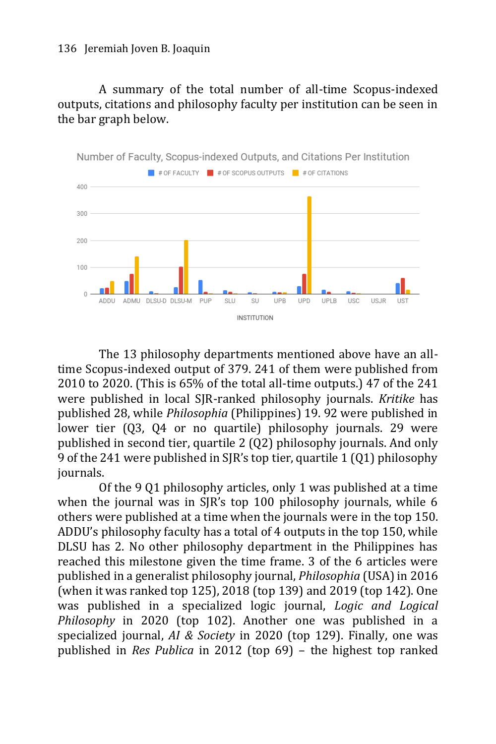A summary of the total number of all-time Scopus-indexed outputs, citations and philosophy faculty per institution can be seen in the bar graph below.

The 13 philosophy departments mentioned above have an all-time Scopus-indexed output of 379. 241 of them were published from 2010 to 2020. (This is 65% of the total all-time outputs.) 47 of the 241 were published in local SJR-ranked philosophy journals. *Kritike* has published 28, while *Philosophia* (Philippines) 19. 92 were published in lower tier (Q3, Q4 or no quartile) philosophy journals. 29 were published in second tier, quartile 2 (Q2) philosophy journals. And only 9 of the 241 were published in SJR's top tier, quartile 1 (Q1) philosophy journals.

Of the 9 Q1 philosophy articles, only 1 was published at a time when the journal was in SJR's top 100 philosophy journals, while 6 others were published at a time when the journals were in the top 150. ADDU's philosophy faculty has a total of 4 outputs in the top 150, while DLSU has 2. No other philosophy department in the Philippines has reached this milestone given the time frame. 3 of the 6 articles were published in a generalist philosophy journal, *Philosophia* (USA) in 2016 (when it was ranked top 125), 2018 (top 139) and 2019 (top 142). One was published in a specialized logic journal, *Logic and Logical Philosophy* in 2020 (top 102). Another one was published in a specialized journal, *AI & Society* in 2020 (top 129). Finally, one was published in *Res Publica* in 2012 (top 69) – the highest top ranked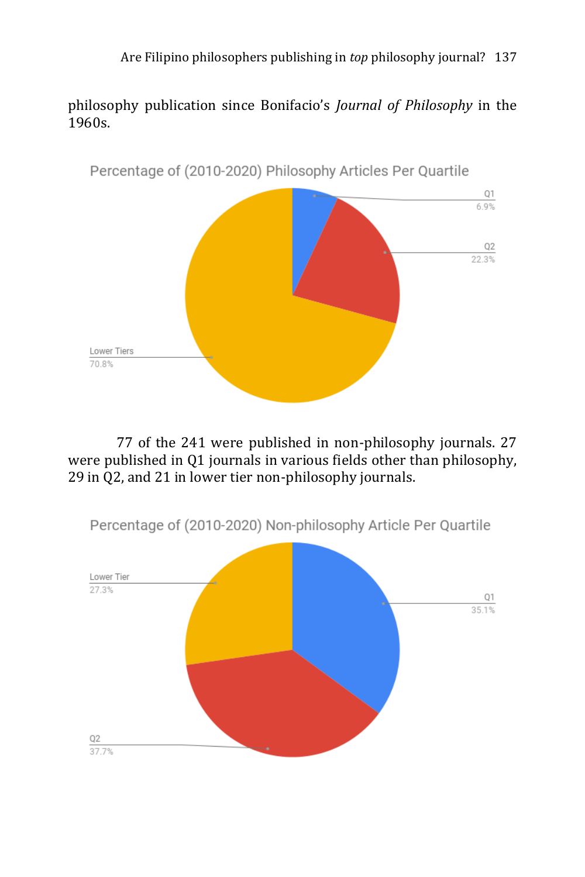philosophy publication since Bonifacio's *Journal of Philosophy* in the 1960s.

Percentage of (2010-2020) Philosophy Articles Per Quartile

Q1 6.9%

Q2 22.3%

Lower Tiers 70.8%

77 of the 241 were published in non-philosophy journals. 27 were published in Q1 journals in various fields other than philosophy, 29 in Q2, and 21 in lower tier non-philosophy journals.

Percentage of (2010-2020) Non-philosophy Article Per Quartile

Lower Tier 27.3%

Q1 35.1%

Q2 37.7%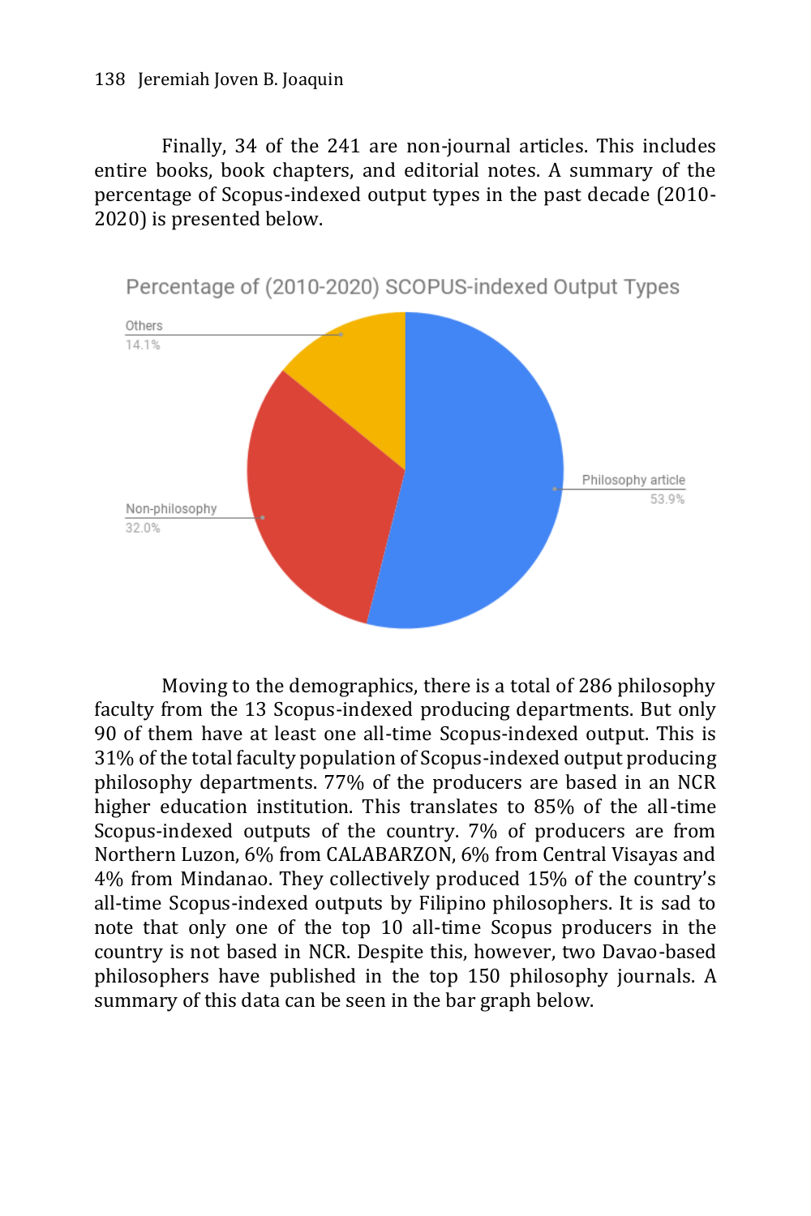Finally, 34 of the 241 are non-journal articles. This includes entire books, book chapters, and editorial notes. A summary of the percentage of Scopus-indexed output types in the past decade (2010-2020) is presented below.

Percentage of (2010-2020) SCOPUS-indexed Output Types

Others 14.1%

Philosophy article 53.9%

Non-philosophy 32.0%

Moving to the demographics, there is a total of 286 philosophy faculty from the 13 Scopus-indexed producing departments. But only 90 of them have at least one all-time Scopus-indexed output. This is 31% of the total faculty population of Scopus-indexed output producing philosophy departments. 77% of the producers are based in an NCR higher education institution. This translates to 85% of the all-time Scopus-indexed outputs of the country. 7% of producers are from Northern Luzon, 6% from CALABARZON, 6% from Central Visayas and 4% from Mindanao. They collectively produced 15% of the country's all-time Scopus-indexed outputs by Filipino philosophers. It is sad to note that only one of the top 10 all-time Scopus producers in the country is not based in NCR. Despite this, however, two Davao-based philosophers have published in the top 150 philosophy journals. A summary of this data can be seen in the bar graph below.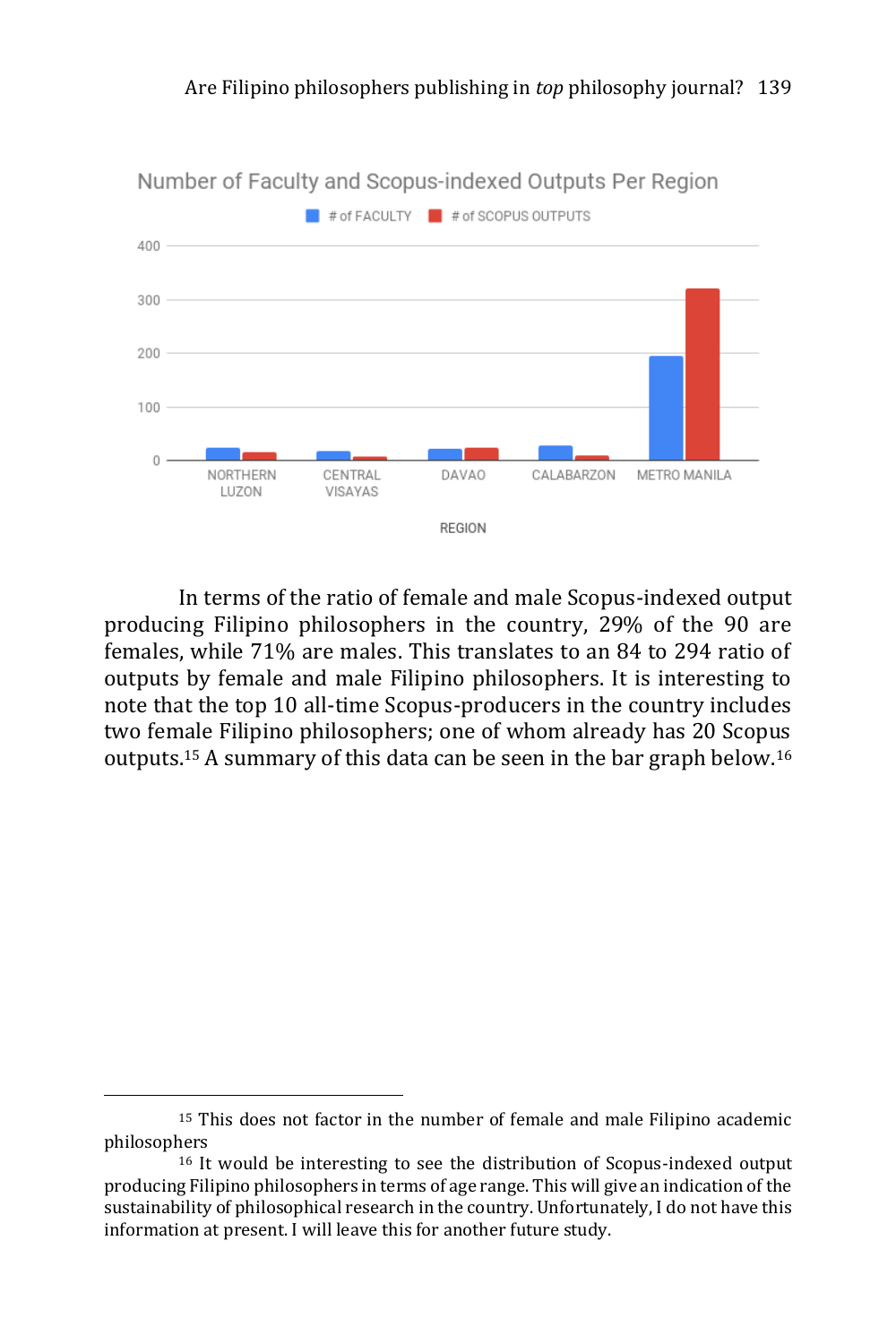In terms of the ratio of female and male Scopus-indexed output producing Filipino philosophers in the country, 29% of the 90 are females, while 71% are males. This translates to an 84 to 294 ratio of outputs by female and male Filipino philosophers. It is interesting to note that the top 10 all-time Scopus-producers in the country includes two female Filipino philosophers; one of whom already has 20 Scopus outputs.[15] A summary of this data can be seen in the bar graph below.[16]

---

[15] This does not factor in the number of female and male Filipino academic philosophers

[16] It would be interesting to see the distribution of Scopus-indexed output producing Filipino philosophers in terms of age range. This will give an indication of the sustainability of philosophical research in the country. Unfortunately, I do not have this information at present. I will leave this for another future study.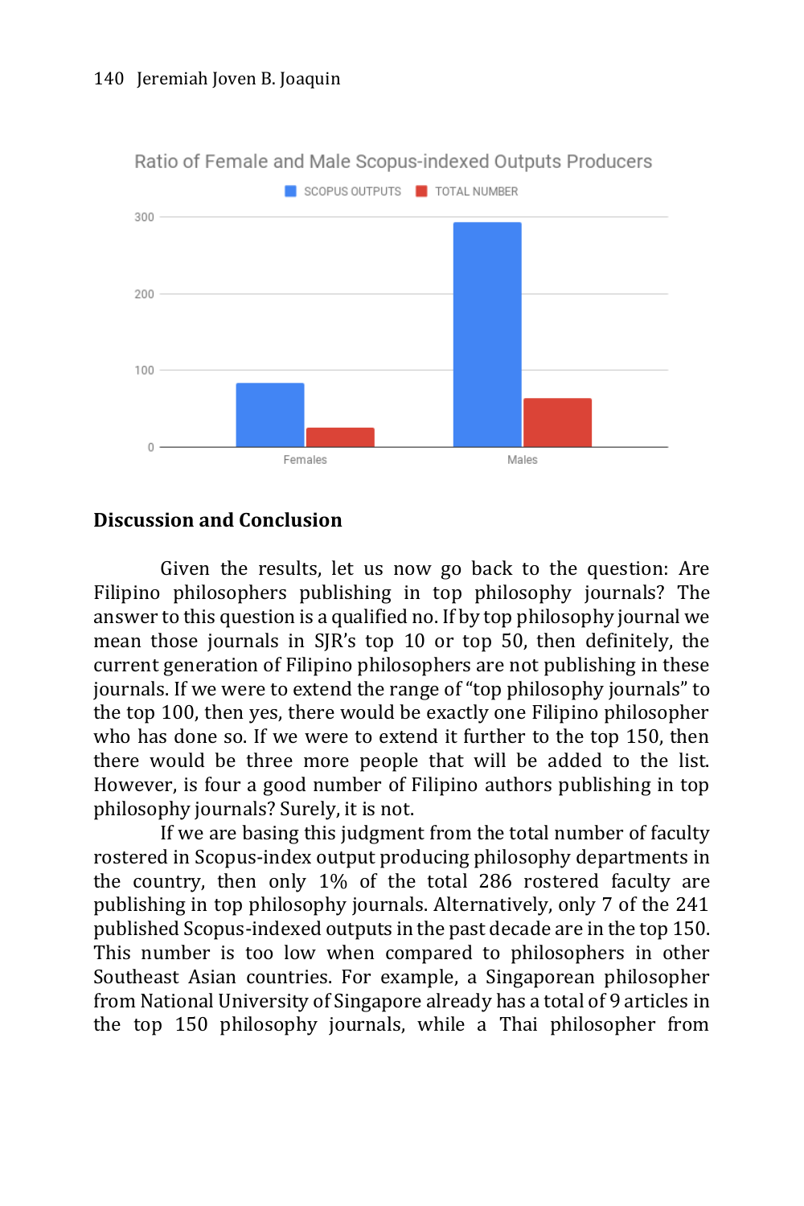Ratio of Female and Male Scopus-indexed Outputs Producers

## Discussion and Conclusion

Given the results, let us now go back to the question: Are Filipino philosophers publishing in top philosophy journals? The answer to this question is a qualified no. If by top philosophy journal we mean those journals in SJR's top 10 or top 50, then definitely, the current generation of Filipino philosophers are not publishing in these journals. If we were to extend the range of "top philosophy journals" to the top 100, then yes, there would be exactly one Filipino philosopher who has done so. If we were to extend it further to the top 150, then there would be three more people that will be added to the list. However, is four a good number of Filipino authors publishing in top philosophy journals? Surely, it is not.

If we are basing this judgment from the total number of faculty rostered in Scopus-index output producing philosophy departments in the country, then only 1% of the total 286 rostered faculty are publishing in top philosophy journals. Alternatively, only 7 of the 241 published Scopus-indexed outputs in the past decade are in the top 150. This number is too low when compared to philosophers in other Southeast Asian countries. For example, a Singaporean philosopher from National University of Singapore already has a total of 9 articles in the top 150 philosophy journals, while a Thai philosopher from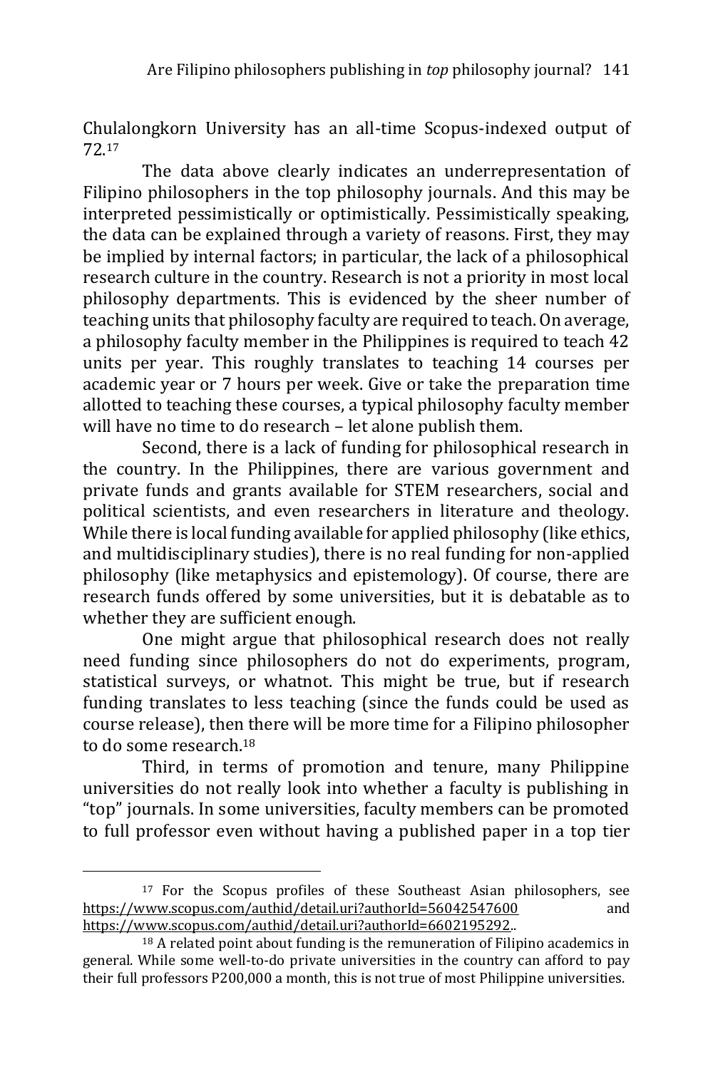Chulalongkorn University has an all-time Scopus-indexed output of 72.[17]

The data above clearly indicates an underrepresentation of Filipino philosophers in the top philosophy journals. And this may be interpreted pessimistically or optimistically. Pessimistically speaking, the data can be explained through a variety of reasons. First, they may be implied by internal factors; in particular, the lack of a philosophical research culture in the country. Research is not a priority in most local philosophy departments. This is evidenced by the sheer number of teaching units that philosophy faculty are required to teach. On average, a philosophy faculty member in the Philippines is required to teach 42 units per year. This roughly translates to teaching 14 courses per academic year or 7 hours per week. Give or take the preparation time allotted to teaching these courses, a typical philosophy faculty member will have no time to do research – let alone publish them.

Second, there is a lack of funding for philosophical research in the country. In the Philippines, there are various government and private funds and grants available for STEM researchers, social and political scientists, and even researchers in literature and theology. While there is local funding available for applied philosophy (like ethics, and multidisciplinary studies), there is no real funding for non-applied philosophy (like metaphysics and epistemology). Of course, there are research funds offered by some universities, but it is debatable as to whether they are sufficient enough.

One might argue that philosophical research does not really need funding since philosophers do not do experiments, program, statistical surveys, or whatnot. This might be true, but if research funding translates to less teaching (since the funds could be used as course release), then there will be more time for a Filipino philosopher to do some research.[18]

Third, in terms of promotion and tenure, many Philippine universities do not really look into whether a faculty is publishing in "top" journals. In some universities, faculty members can be promoted to full professor even without having a published paper in a top tier

---

[17] For the Scopus profiles of these Southeast Asian philosophers, see https://www.scopus.com/authid/detail.uri?authorId=56042547600 and https://www.scopus.com/authid/detail.uri?authorId=6602195292..

[18] A related point about funding is the remuneration of Filipino academics in general. While some well-to-do private universities in the country can afford to pay their full professors P200,000 a month, this is not true of most Philippine universities.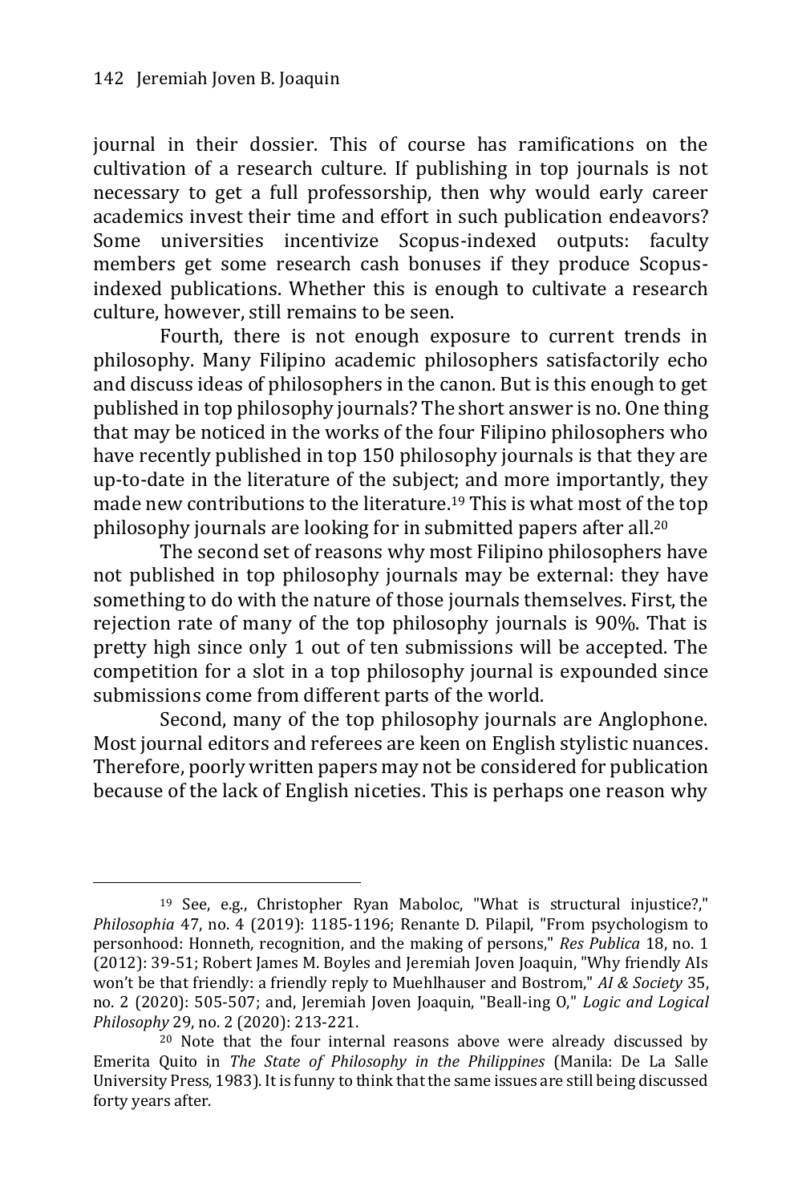journal in their dossier. This of course has ramifications on the cultivation of a research culture. If publishing in top journals is not necessary to get a full professorship, then why would early career academics invest their time and effort in such publication endeavors? Some universities incentivize Scopus-indexed outputs: faculty members get some research cash bonuses if they produce Scopus-indexed publications. Whether this is enough to cultivate a research culture, however, still remains to be seen.

Fourth, there is not enough exposure to current trends in philosophy. Many Filipino academic philosophers satisfactorily echo and discuss ideas of philosophers in the canon. But is this enough to get published in top philosophy journals? The short answer is no. One thing that may be noticed in the works of the four Filipino philosophers who have recently published in top 150 philosophy journals is that they are up-to-date in the literature of the subject; and more importantly, they made new contributions to the literature.[19] This is what most of the top philosophy journals are looking for in submitted papers after all.[20]

The second set of reasons why most Filipino philosophers have not published in top philosophy journals may be external: they have something to do with the nature of those journals themselves. First, the rejection rate of many of the top philosophy journals is 90%. That is pretty high since only 1 out of ten submissions will be accepted. The competition for a slot in a top philosophy journal is expounded since submissions come from different parts of the world.

Second, many of the top philosophy journals are Anglophone. Most journal editors and referees are keen on English stylistic nuances. Therefore, poorly written papers may not be considered for publication because of the lack of English niceties. This is perhaps one reason why

---

[19] See, e.g., Christopher Ryan Maboloc, "What is structural injustice?," *Philosophia* 47, no. 4 (2019): 1185-1196; Renante D. Pilapil, "From psychologism to personhood: Honneth, recognition, and the making of persons," *Res Publica* 18, no. 1 (2012): 39-51; Robert James M. Boyles and Jeremiah Joven Joaquin, "Why friendly AIs won't be that friendly: a friendly reply to Muehlhauser and Bostrom," *AI & Society* 35, no. 2 (2020): 505-507; and, Jeremiah Joven Joaquin, "Beall-ing O," *Logic and Logical Philosophy* 29, no. 2 (2020): 213-221.

[20] Note that the four internal reasons above were already discussed by Emerita Quito in *The State of Philosophy in the Philippines* (Manila: De La Salle University Press, 1983). It is funny to think that the same issues are still being discussed forty years after.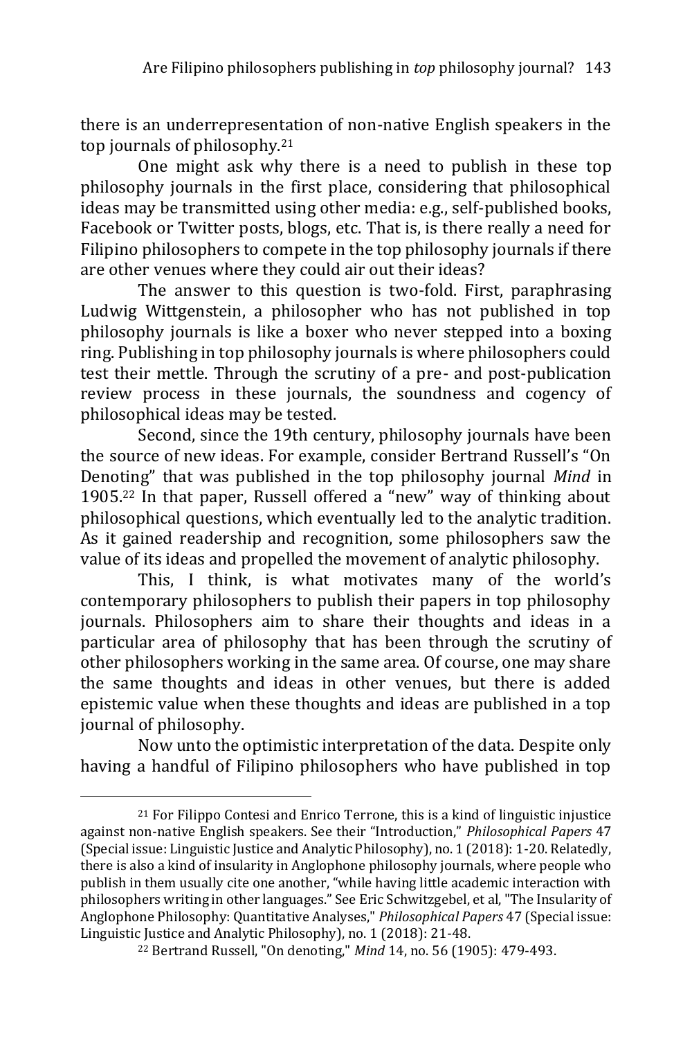there is an underrepresentation of non-native English speakers in the top journals of philosophy.[21]

One might ask why there is a need to publish in these top philosophy journals in the first place, considering that philosophical ideas may be transmitted using other media: e.g., self-published books, Facebook or Twitter posts, blogs, etc. That is, is there really a need for Filipino philosophers to compete in the top philosophy journals if there are other venues where they could air out their ideas?

The answer to this question is two-fold. First, paraphrasing Ludwig Wittgenstein, a philosopher who has not published in top philosophy journals is like a boxer who never stepped into a boxing ring. Publishing in top philosophy journals is where philosophers could test their mettle. Through the scrutiny of a pre- and post-publication review process in these journals, the soundness and cogency of philosophical ideas may be tested.

Second, since the 19th century, philosophy journals have been the source of new ideas. For example, consider Bertrand Russell's "On Denoting" that was published in the top philosophy journal *Mind* in 1905.[22] In that paper, Russell offered a "new" way of thinking about philosophical questions, which eventually led to the analytic tradition. As it gained readership and recognition, some philosophers saw the value of its ideas and propelled the movement of analytic philosophy.

This, I think, is what motivates many of the world's contemporary philosophers to publish their papers in top philosophy journals. Philosophers aim to share their thoughts and ideas in a particular area of philosophy that has been through the scrutiny of other philosophers working in the same area. Of course, one may share the same thoughts and ideas in other venues, but there is added epistemic value when these thoughts and ideas are published in a top journal of philosophy.

Now unto the optimistic interpretation of the data. Despite only having a handful of Filipino philosophers who have published in top

---

[21] For Filippo Contesi and Enrico Terrone, this is a kind of linguistic injustice against non-native English speakers. See their "Introduction," *Philosophical Papers* 47 (Special issue: Linguistic Justice and Analytic Philosophy), no. 1 (2018): 1-20. Relatedly, there is also a kind of insularity in Anglophone philosophy journals, where people who publish in them usually cite one another, "while having little academic interaction with philosophers writing in other languages." See Eric Schwitzgebel, et al, "The Insularity of Anglophone Philosophy: Quantitative Analyses," *Philosophical Papers* 47 (Special issue: Linguistic Justice and Analytic Philosophy), no. 1 (2018): 21-48.

[22] Bertrand Russell, "On denoting," *Mind* 14, no. 56 (1905): 479-493.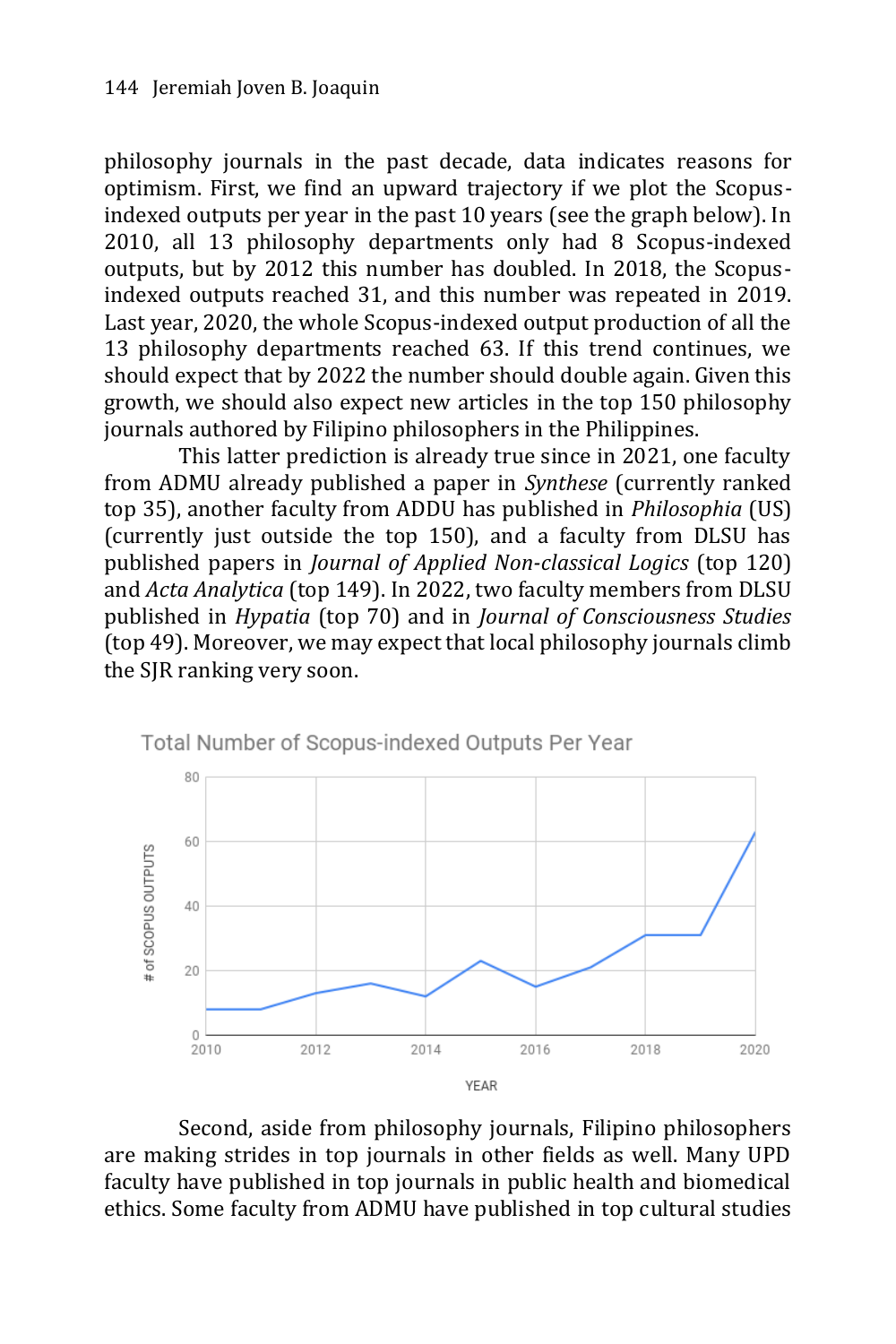philosophy journals in the past decade, data indicates reasons for optimism. First, we find an upward trajectory if we plot the Scopus-indexed outputs per year in the past 10 years (see the graph below). In 2010, all 13 philosophy departments only had 8 Scopus-indexed outputs, but by 2012 this number has doubled. In 2018, the Scopus-indexed outputs reached 31, and this number was repeated in 2019. Last year, 2020, the whole Scopus-indexed output production of all the 13 philosophy departments reached 63. If this trend continues, we should expect that by 2022 the number should double again. Given this growth, we should also expect new articles in the top 150 philosophy journals authored by Filipino philosophers in the Philippines.

This latter prediction is already true since in 2021, one faculty from ADMU already published a paper in *Synthese* (currently ranked top 35), another faculty from ADDU has published in *Philosophia* (US) (currently just outside the top 150), and a faculty from DLSU has published papers in *Journal of Applied Non-classical Logics* (top 120) and *Acta Analytica* (top 149). In 2022, two faculty members from DLSU published in *Hypatia* (top 70) and in *Journal of Consciousness Studies* (top 49). Moreover, we may expect that local philosophy journals climb the SJR ranking very soon.

Total Number of Scopus-indexed Outputs Per Year

Second, aside from philosophy journals, Filipino philosophers are making strides in top journals in other fields as well. Many UPD faculty have published in top journals in public health and biomedical ethics. Some faculty from ADMU have published in top cultural studies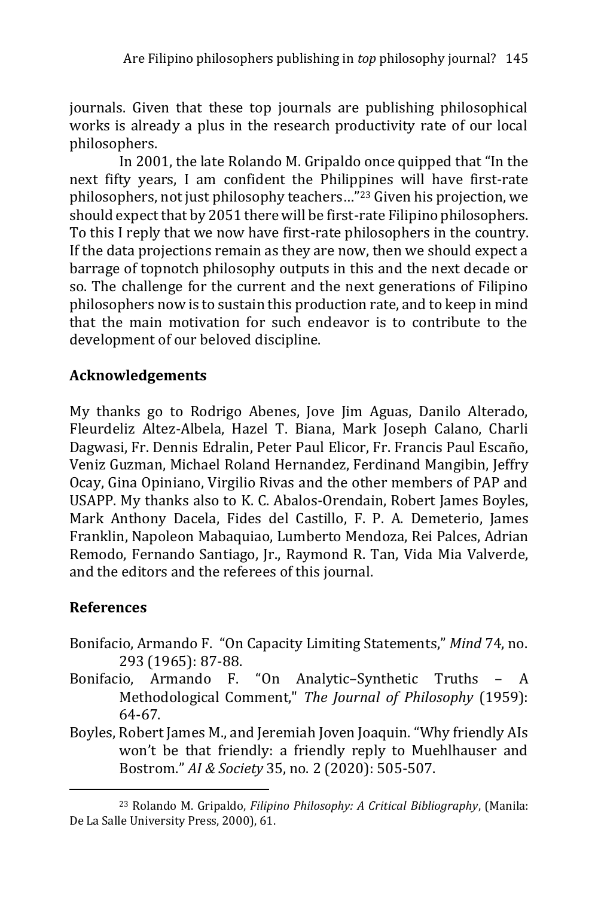journals. Given that these top journals are publishing philosophical works is already a plus in the research productivity rate of our local philosophers.

In 2001, the late Rolando M. Gripaldo once quipped that "In the next fifty years, I am confident the Philippines will have first-rate philosophers, not just philosophy teachers…"[23] Given his projection, we should expect that by 2051 there will be first-rate Filipino philosophers. To this I reply that we now have first-rate philosophers in the country. If the data projections remain as they are now, then we should expect a barrage of topnotch philosophy outputs in this and the next decade or so. The challenge for the current and the next generations of Filipino philosophers now is to sustain this production rate, and to keep in mind that the main motivation for such endeavor is to contribute to the development of our beloved discipline.

## Acknowledgements

My thanks go to Rodrigo Abenes, Jove Jim Aguas, Danilo Alterado, Fleurdeliz Altez-Albela, Hazel T. Biana, Mark Joseph Calano, Charli Dagwasi, Fr. Dennis Edralin, Peter Paul Elicor, Fr. Francis Paul Escaño, Veniz Guzman, Michael Roland Hernandez, Ferdinand Mangibin, Jeffry Ocay, Gina Opiniano, Virgilio Rivas and the other members of PAP and USAPP. My thanks also to K. C. Abalos-Orendain, Robert James Boyles, Mark Anthony Dacela, Fides del Castillo, F. P. A. Demeterio, James Franklin, Napoleon Mabaquiao, Lumberto Mendoza, Rei Palces, Adrian Remodo, Fernando Santiago, Jr., Raymond R. Tan, Vida Mia Valverde, and the editors and the referees of this journal.

## References

Bonifacio, Armando F. "On Capacity Limiting Statements," *Mind* 74, no. 293 (1965): 87-88.

Bonifacio, Armando F. "On Analytic–Synthetic Truths – A Methodological Comment," *The Journal of Philosophy* (1959): 64-67.

Boyles, Robert James M., and Jeremiah Joven Joaquin. "Why friendly AIs won't be that friendly: a friendly reply to Muehlhauser and Bostrom." *AI & Society* 35, no. 2 (2020): 505-507.

---

[23] Rolando M. Gripaldo, *Filipino Philosophy: A Critical Bibliography*, (Manila: De La Salle University Press, 2000), 61.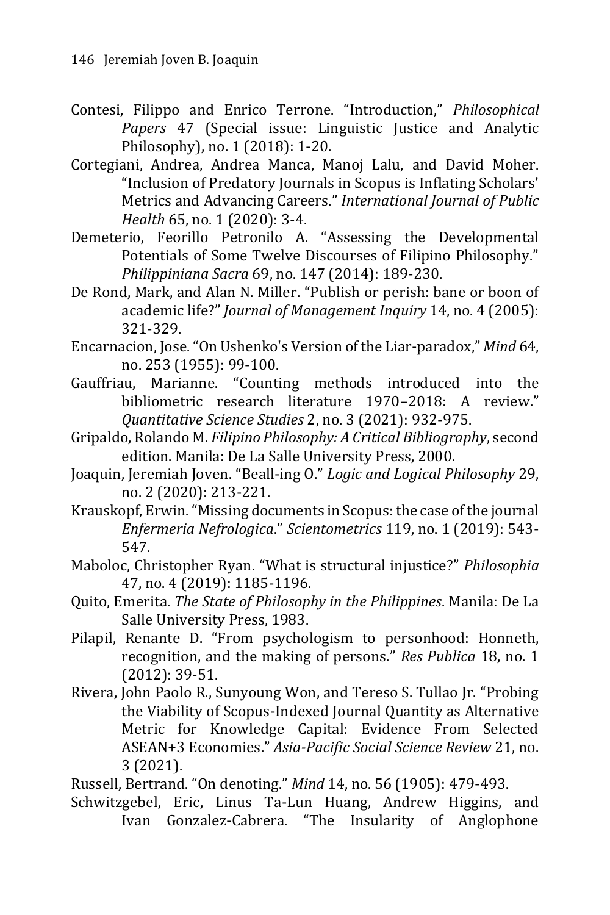Contesi, Filippo and Enrico Terrone. "Introduction," *Philosophical Papers* 47 (Special issue: Linguistic Justice and Analytic Philosophy), no. 1 (2018): 1-20.

Cortegiani, Andrea, Andrea Manca, Manoj Lalu, and David Moher. "Inclusion of Predatory Journals in Scopus is Inflating Scholars' Metrics and Advancing Careers." *International Journal of Public Health* 65, no. 1 (2020): 3-4.

Demeterio, Feorillo Petronilo A. "Assessing the Developmental Potentials of Some Twelve Discourses of Filipino Philosophy." *Philippiniana Sacra* 69, no. 147 (2014): 189-230.

De Rond, Mark, and Alan N. Miller. "Publish or perish: bane or boon of academic life?" *Journal of Management Inquiry* 14, no. 4 (2005): 321-329.

Encarnacion, Jose. "On Ushenko's Version of the Liar-paradox," *Mind* 64, no. 253 (1955): 99-100.

Gauffriau, Marianne. "Counting methods introduced into the bibliometric research literature 1970–2018: A review." *Quantitative Science Studies* 2, no. 3 (2021): 932-975.

Gripaldo, Rolando M. *Filipino Philosophy: A Critical Bibliography*, second edition. Manila: De La Salle University Press, 2000.

Joaquin, Jeremiah Joven. "Beall-ing O." *Logic and Logical Philosophy* 29, no. 2 (2020): 213-221.

Krauskopf, Erwin. "Missing documents in Scopus: the case of the journal *Enfermeria Nefrologica*." *Scientometrics* 119, no. 1 (2019): 543-547.

Maboloc, Christopher Ryan. "What is structural injustice?" *Philosophia* 47, no. 4 (2019): 1185-1196.

Quito, Emerita. *The State of Philosophy in the Philippines*. Manila: De La Salle University Press, 1983.

Pilapil, Renante D. "From psychologism to personhood: Honneth, recognition, and the making of persons." *Res Publica* 18, no. 1 (2012): 39-51.

Rivera, John Paolo R., Sunyoung Won, and Tereso S. Tullao Jr. "Probing the Viability of Scopus-Indexed Journal Quantity as Alternative Metric for Knowledge Capital: Evidence From Selected ASEAN+3 Economies." *Asia-Pacific Social Science Review* 21, no. 3 (2021).

Russell, Bertrand. "On denoting." *Mind* 14, no. 56 (1905): 479-493.

Schwitzgebel, Eric, Linus Ta-Lun Huang, Andrew Higgins, and Ivan Gonzalez-Cabrera. "The Insularity of Anglophone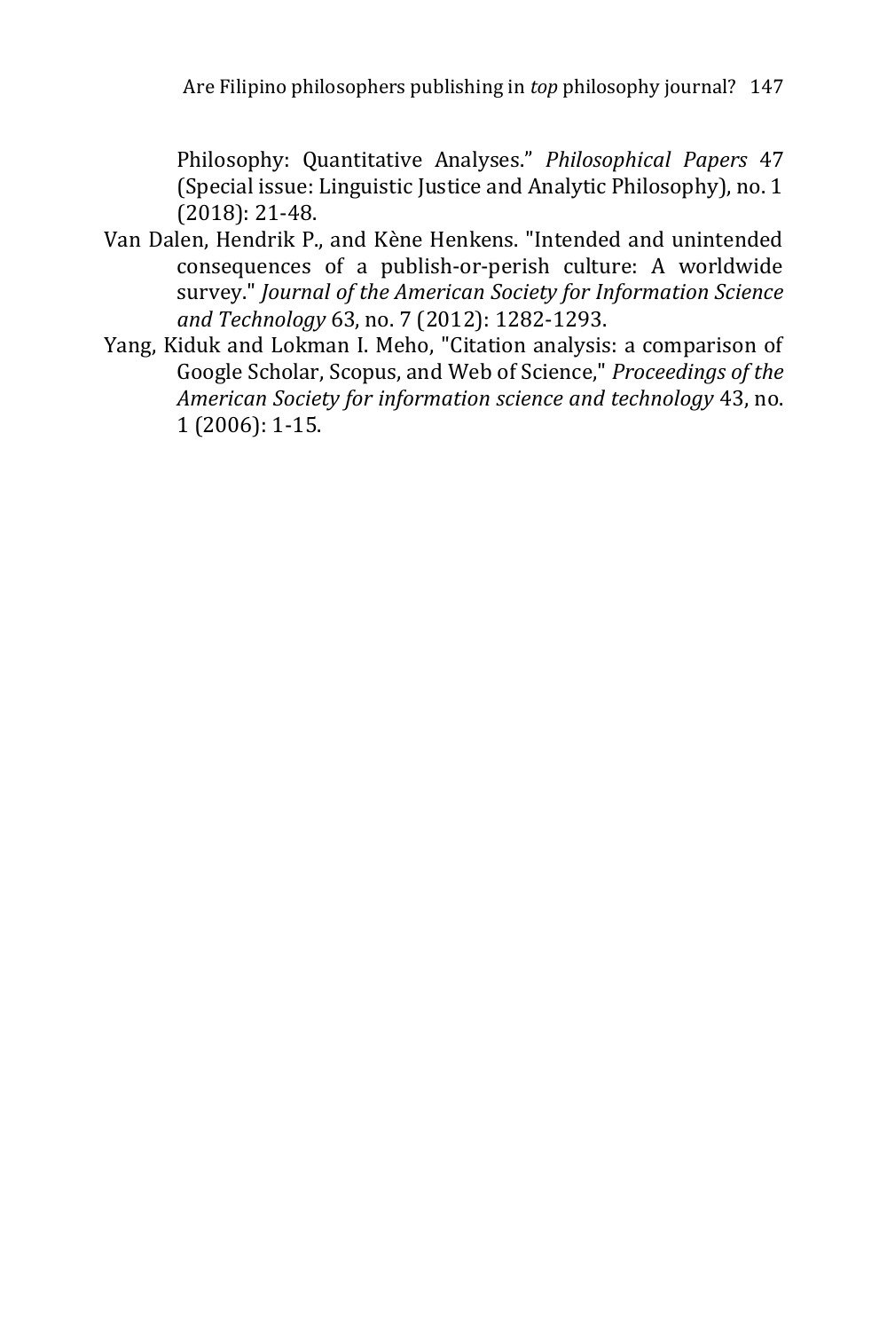Philosophy: Quantitative Analyses." *Philosophical Papers* 47 (Special issue: Linguistic Justice and Analytic Philosophy), no. 1 (2018): 21-48.

Van Dalen, Hendrik P., and Kène Henkens. "Intended and unintended consequences of a publish-or-perish culture: A worldwide survey." *Journal of the American Society for Information Science and Technology* 63, no. 7 (2012): 1282-1293.

Yang, Kiduk and Lokman I. Meho, "Citation analysis: a comparison of Google Scholar, Scopus, and Web of Science," *Proceedings of the American Society for information science and technology* 43, no. 1 (2006): 1-15.